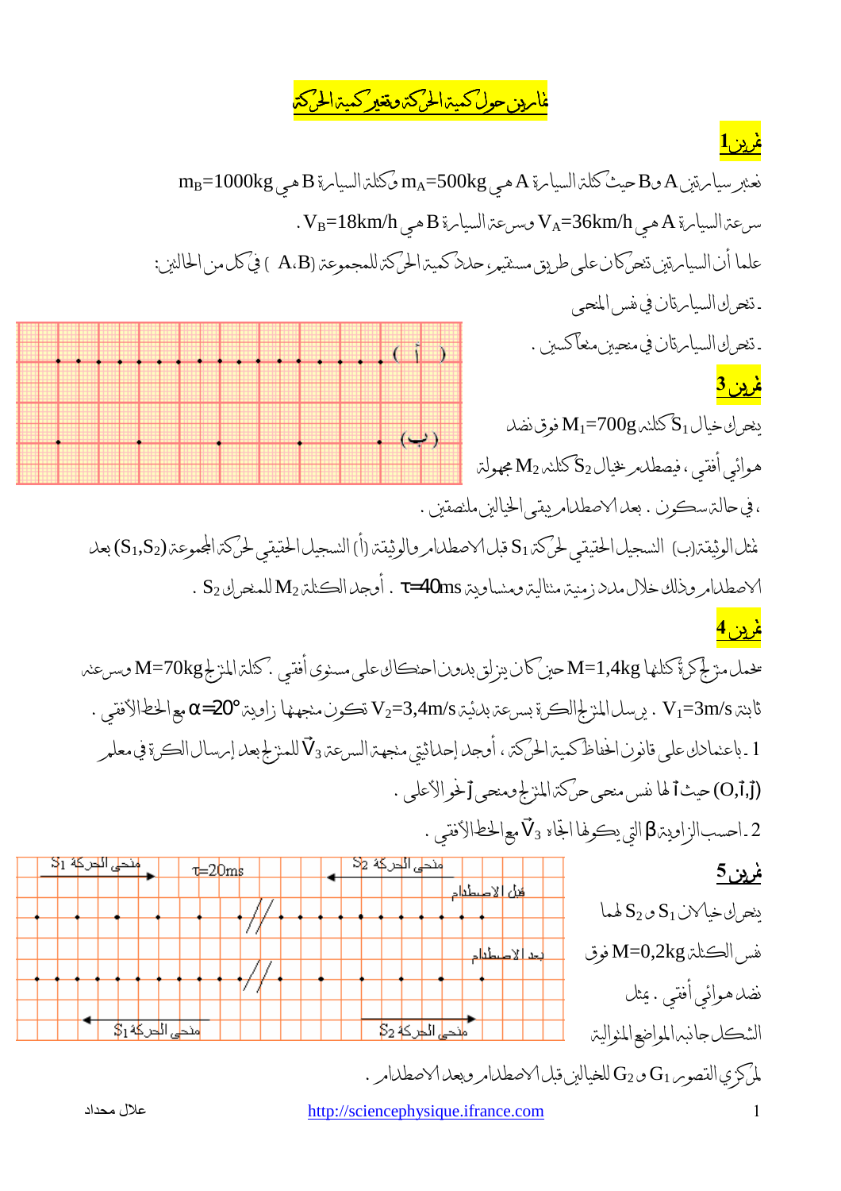# تمارين حول كمية الحركة وتغير كمية الحركة

## تمرين 1

نعتبر سيارتين A وB حيث كتلة السيارة A هي $m_A=500kg$ وكتلة السيارة B هي $m_B=1000kg$

سرعة السيارة A هي $V_A=36km/h$ وسرعة السيارة B هي $V_B=18km/h$ .

علما أن السيارتين تتحركان على طريق مستقيم، حدد كمية الحركة للمجموعة (A،B) في كل من الحالتين:

- تتحرك السيارتان في نفس المنحى
- تتحرك السيارتان في منحيين متعاكسين .

## تمرين 3

يتحرك خيال $S_1$ كتلته $M_1=700g$ فوق نضد هوائي أفقي ، فيصطدم بخيال $S_2$ كتلته $M_2$ مجهولة ، في حالة سكون . بعد الاصطدام يبقى الخيالين ملتصقين .

تمثل الوثيقة(ب) التسجيل الحقيقي لحركة $S_1$ قبل الاصطدام والوثيقة (أ) التسجيل الحقيقي لحركة المجموعة $(S_1,S_2)$ بعد الاصطدام وذلك خلال مدد زمنية متتالية ومتساوية $\tau=40ms$ . أوجد الكتلة $M_2$ للمتحرك $S_2$ .

## تمرين 4

تحمل متزلجة كرة كتلتها $M=1,4kg$ حين كان يتزلق بدون احتكاك على مستوى أفقي . كتلة المتزلج $M=70kg$ وسرعته ثابتة $V_1=3m/s$ . يرسل المتزلج الكرة بسرعة بدئية $V_2=3,4m/s$ تكون متجهتها زاوية $\alpha=20°$ مع الخط الأفقي .

1 - باعتمادك على قانون انحفاظ كمية الحركة ، أوجد إحداثيتي متجهة السرعة $\vec{V}_3$ للمتزلج بعد إرسال الكرة في معلم $(O,\vec{i},\vec{j})$ حيث $\vec{i}$ لها نفس منحى حركة المتزلج ومنحى $\vec{j}$ نحو الأعلى .

2 - احسب الزاوية $\beta$ التي يكونها اتجاه $\vec{V}_3$ مع الخط الأفقي .

## تمرين 5

يتحرك خيالان $S_1$ و $S_2$ لهما نفس الكتلة $M=0,2kg$ فوق نضد هوائي أفقي . يمثل الشكل جانبه المواضع المتوالية لمركزي القصور $G_1$ و $G_2$ للخيالين قبل الاصطدام وبعد الاصطدام .

علال محداد

http://sciencephysique.ifrance.com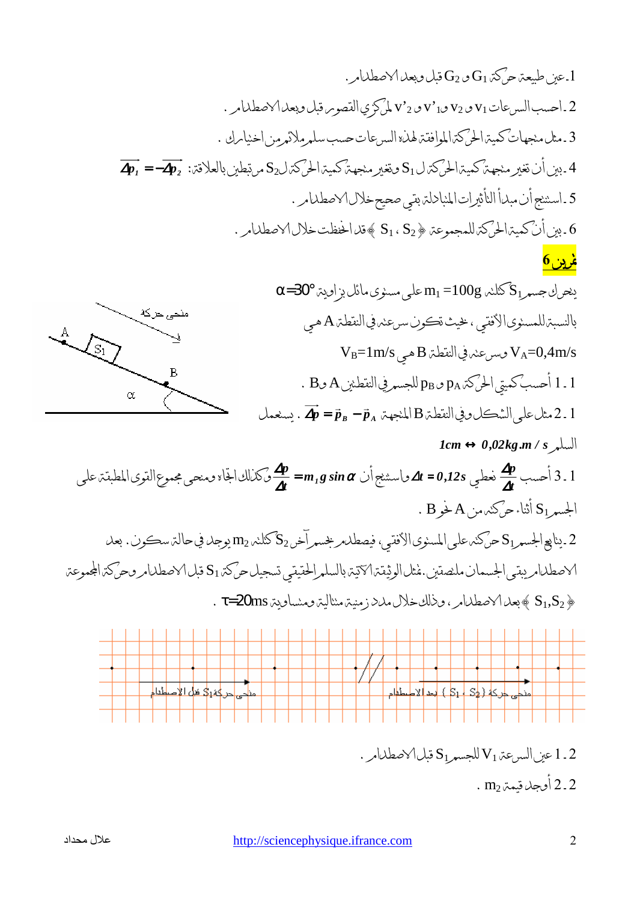1. عين طبيعة حركة $G_1$ و $G_2$ قبل وبعد الاصطدام.

2. احسب السرعات $v_1$ و $v_2$ و $v'_1$ و $v'_2$ لمركزي القصور قبل وبعد الاصطدام.

3. مثل متجهات كمية الحركة الموافقة لهذه السرعات حسب سلم ملائم من اختيارك.

4. بين أن تغير متجهة كمية الحركة ل $S_1$ وتغير متجهة كمية الحركة ل $S_2$ مرتبطين بالعلاقة: $\overrightarrow{\Delta p_1} = -\overrightarrow{\Delta p_2}$

5. استنتج أن مبدأ التأثيرات المتبادلة يبقى صحيح خلال الاصطدام.

6. بين أن كمية الحركة للمجموعة ﴿ $S_1$ ، $S_2$ ﴾ قد انحفظت خلال الاصطدام.

## تمرين 6

يتحرك جسم $S_1$ كتلته $m_1 = 100g$ على مستوى مائل بزاوية $\alpha = 30°$ بالنسبة للمستوى الأفقي، بحيث تكون سرعته في النقطة A هي $V_A = 0,4m/s$ وسرعته في النقطة B هي $V_B = 1m/s$

منحى حركة

A

$S_1$

B

$\alpha$

1.1 أحسب كميتي الحركة $p_A$ و $p_B$ للجسم في النقطتين A و B.

1.2 مثل على الشكل وفي النقطة B المتجهة $\overrightarrow{\Delta p} = \vec{p}_B - \vec{p}_A$. يستعمل السلم $1cm \leftrightarrow 0,02kg.m/s$

1.3 أحسب $\dfrac{\Delta p}{\Delta t}$ نعطي $\Delta t = 0,12s$ واستنتج أن $\dfrac{\Delta p}{\Delta t} = m_1 g \sin\alpha$ وكذلك اتجاه ومنحى مجموع القوى المطبقة على الجسم $S_1$ أثناء حركته من A نحو B.

2. يتابع الجسم $S_1$ حركته على المستوى الأفقي، فيصطدم بجسم آخر $S_2$ كتلته $m_2$ يوجد في حالة سكون. بعد الاصطدام يبقى الجسمان ملتصقين. تمثل الوثيقة الآتية بالسلم الحقيقي تسجيل حركة $S_1$ قبل الاصطدام وحركة المجموعة ﴿ $S_1,S_2$ ﴾ بعد الاصطدام، وذلك خلال مدد زمنية متتالية ومتساوية $\tau = 20ms$.

منحى حركة $S_1$ قبل الاصطدام

منحى حركة { $S_1$ ، $S_2$ } بعد الاصطدام

2.1 عين السرعة $V_1$ للجسم $S_1$ قبل الاصطدام.

2.2 أوجد قيمة $m_2$.

علال محداد

http://sciencephysique.ifrance.com